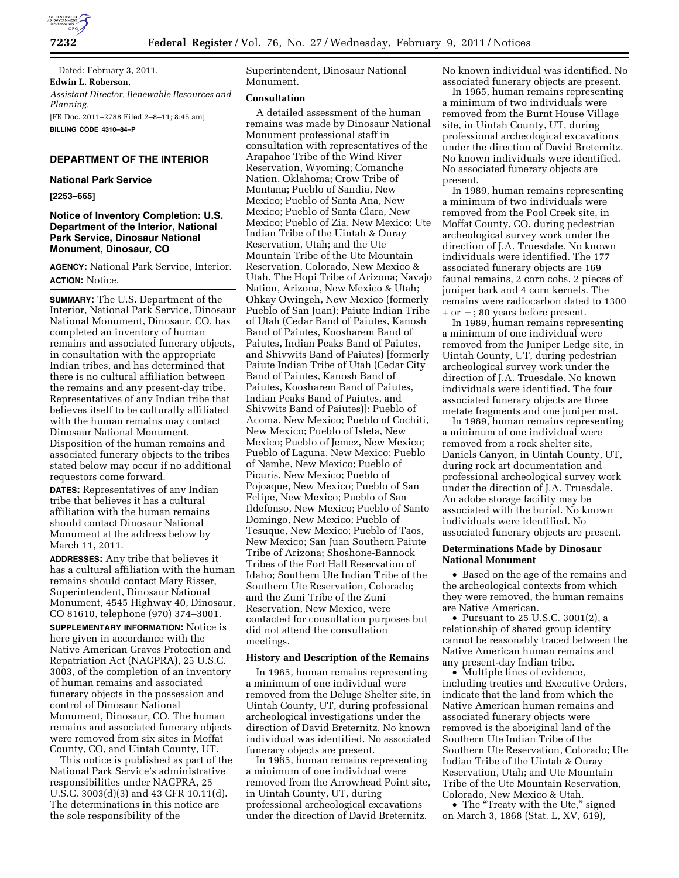Dated: February 3, 2011.

**Edwin L. Roberson,**

*Assistant Director, Renewable Resources and Planning.*

[FR Doc. 2011–2788 Filed 2–8–11; 8:45 am]

**BILLING CODE 4310–84–P**

## DEPARTMENT OF THE INTERIOR

### National Park Service

**[2253–665]**

### Notice of Inventory Completion: U.S. Department of the Interior, National Park Service, Dinosaur National Monument, Dinosaur, CO

**AGENCY:** National Park Service, Interior.

**ACTION:** Notice.

**SUMMARY:** The U.S. Department of the Interior, National Park Service, Dinosaur National Monument, Dinosaur, CO, has completed an inventory of human remains and associated funerary objects, in consultation with the appropriate Indian tribes, and has determined that there is no cultural affiliation between the remains and any present-day tribe. Representatives of any Indian tribe that believes itself to be culturally affiliated with the human remains may contact Dinosaur National Monument. Disposition of the human remains and associated funerary objects to the tribes stated below may occur if no additional requestors come forward.

**DATES:** Representatives of any Indian tribe that believes it has a cultural affiliation with the human remains should contact Dinosaur National Monument at the address below by March 11, 2011.

**ADDRESSES:** Any tribe that believes it has a cultural affiliation with the human remains should contact Mary Risser, Superintendent, Dinosaur National Monument, 4545 Highway 40, Dinosaur, CO 81610, telephone (970) 374–3001.

**SUPPLEMENTARY INFORMATION:** Notice is here given in accordance with the Native American Graves Protection and Repatriation Act (NAGPRA), 25 U.S.C. 3003, of the completion of an inventory of human remains and associated funerary objects in the possession and control of Dinosaur National Monument, Dinosaur, CO. The human remains and associated funerary objects were removed from six sites in Moffat County, CO, and Uintah County, UT.

This notice is published as part of the National Park Service's administrative responsibilities under NAGPRA, 25 U.S.C. 3003(d)(3) and 43 CFR 10.11(d). The determinations in this notice are the sole responsibility of the Superintendent, Dinosaur National Monument.

#### Consultation

A detailed assessment of the human remains was made by Dinosaur National Monument professional staff in consultation with representatives of the Arapahoe Tribe of the Wind River Reservation, Wyoming; Comanche Nation, Oklahoma; Crow Tribe of Montana; Pueblo of Sandia, New Mexico; Pueblo of Santa Ana, New Mexico; Pueblo of Santa Clara, New Mexico; Pueblo of Zia, New Mexico; Ute Indian Tribe of the Uintah & Ouray Reservation, Utah; and the Ute Mountain Tribe of the Ute Mountain Reservation, Colorado, New Mexico & Utah. The Hopi Tribe of Arizona; Navajo Nation, Arizona, New Mexico & Utah; Ohkay Owingeh, New Mexico (formerly Pueblo of San Juan); Paiute Indian Tribe of Utah (Cedar Band of Paiutes, Kanosh Band of Paiutes, Koosharem Band of Paiutes, Indian Peaks Band of Paiutes, and Shivwits Band of Paiutes) [formerly Paiute Indian Tribe of Utah (Cedar City Band of Paiutes, Kanosh Band of Paiutes, Koosharem Band of Paiutes, Indian Peaks Band of Paiutes, and Shivwits Band of Paiutes)]; Pueblo of Acoma, New Mexico; Pueblo of Cochiti, New Mexico; Pueblo of Isleta, New Mexico; Pueblo of Jemez, New Mexico; Pueblo of Laguna, New Mexico; Pueblo of Nambe, New Mexico; Pueblo of Picuris, New Mexico; Pueblo of Pojoaque, New Mexico; Pueblo of San Felipe, New Mexico; Pueblo of San Ildefonso, New Mexico; Pueblo of Santo Domingo, New Mexico; Pueblo of Tesuque, New Mexico; Pueblo of Taos, New Mexico; San Juan Southern Paiute Tribe of Arizona; Shoshone-Bannock Tribes of the Fort Hall Reservation of Idaho; Southern Ute Indian Tribe of the Southern Ute Reservation, Colorado; and the Zuni Tribe of the Zuni Reservation, New Mexico, were contacted for consultation purposes but did not attend the consultation meetings.

#### History and Description of the Remains

In 1965, human remains representing a minimum of one individual were removed from the Deluge Shelter site, in Uintah County, UT, during professional archeological investigations under the direction of David Breternitz. No known individual was identified. No associated funerary objects are present.

In 1965, human remains representing a minimum of one individual were removed from the Arrowhead Point site, in Uintah County, UT, during professional archeological excavations under the direction of David Breternitz. No known individual was identified. No associated funerary objects are present.

In 1965, human remains representing a minimum of two individuals were removed from the Burnt House Village site, in Uintah County, UT, during professional archeological excavations under the direction of David Breternitz. No known individuals were identified. No associated funerary objects are present.

In 1989, human remains representing a minimum of two individuals were removed from the Pool Creek site, in Moffat County, CO, during pedestrian archeological survey work under the direction of J.A. Truesdale. No known individuals were identified. The 177 associated funerary objects are 169 faunal remains, 2 corn cobs, 2 pieces of juniper bark and 4 corn kernels. The remains were radiocarbon dated to 1300 + or −; 80 years before present.

In 1989, human remains representing a minimum of one individual were removed from the Juniper Ledge site, in Uintah County, UT, during pedestrian archeological survey work under the direction of J.A. Truesdale. No known individuals were identified. The four associated funerary objects are three metate fragments and one juniper mat.

In 1989, human remains representing a minimum of one individual were removed from a rock shelter site, Daniels Canyon, in Uintah County, UT, during rock art documentation and professional archeological survey work under the direction of J.A. Truesdale. An adobe storage facility may be associated with the burial. No known individuals were identified. No associated funerary objects are present.

#### Determinations Made by Dinosaur National Monument

- Based on the age of the remains and the archeological contexts from which they were removed, the human remains are Native American.
- Pursuant to 25 U.S.C. 3001(2), a relationship of shared group identity cannot be reasonably traced between the Native American human remains and any present-day Indian tribe.
- Multiple lines of evidence, including treaties and Executive Orders, indicate that the land from which the Native American human remains and associated funerary objects were removed is the aboriginal land of the Southern Ute Indian Tribe of the Southern Ute Reservation, Colorado; Ute Indian Tribe of the Uintah & Ouray Reservation, Utah; and Ute Mountain Tribe of the Ute Mountain Reservation, Colorado, New Mexico & Utah.
- The "Treaty with the Ute," signed on March 3, 1868 (Stat. L, XV, 619),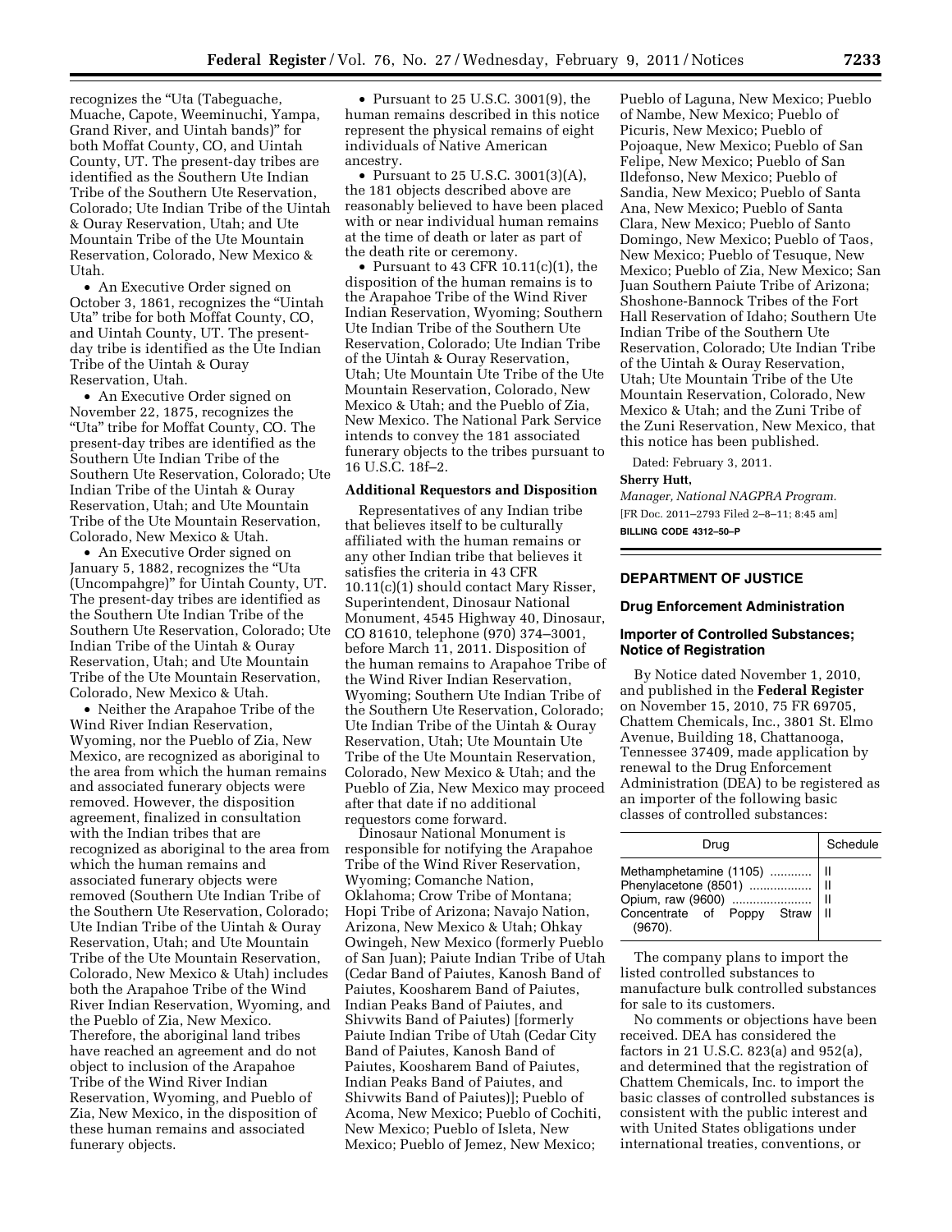recognizes the "Uta (Tabeguache, Muache, Capote, Weeminuchi, Yampa, Grand River, and Uintah bands)" for both Moffat County, CO, and Uintah County, UT. The present-day tribes are identified as the Southern Ute Indian Tribe of the Southern Ute Reservation, Colorado; Ute Indian Tribe of the Uintah & Ouray Reservation, Utah; and Ute Mountain Tribe of the Ute Mountain Reservation, Colorado, New Mexico & Utah.

- An Executive Order signed on October 3, 1861, recognizes the "Uintah Uta" tribe for both Moffat County, CO, and Uintah County, UT. The present-day tribe is identified as the Ute Indian Tribe of the Uintah & Ouray Reservation, Utah.
- An Executive Order signed on November 22, 1875, recognizes the "Uta" tribe for Moffat County, CO. The present-day tribes are identified as the Southern Ute Indian Tribe of the Southern Ute Reservation, Colorado; Ute Indian Tribe of the Uintah & Ouray Reservation, Utah; and Ute Mountain Tribe of the Ute Mountain Reservation, Colorado, New Mexico & Utah.
- An Executive Order signed on January 5, 1882, recognizes the "Uta (Uncompahgre)" for Uintah County, UT. The present-day tribes are identified as the Southern Ute Indian Tribe of the Southern Ute Reservation, Colorado; Ute Indian Tribe of the Uintah & Ouray Reservation, Utah; and Ute Mountain Tribe of the Ute Mountain Reservation, Colorado, New Mexico & Utah.
- Neither the Arapahoe Tribe of the Wind River Indian Reservation, Wyoming, nor the Pueblo of Zia, New Mexico, are recognized as aboriginal to the area from which the human remains and associated funerary objects were removed. However, the disposition agreement, finalized in consultation with the Indian tribes that are recognized as aboriginal to the area from which the human remains and associated funerary objects were removed (Southern Ute Indian Tribe of the Southern Ute Reservation, Colorado; Ute Indian Tribe of the Uintah & Ouray Reservation, Utah; and Ute Mountain Tribe of the Ute Mountain Reservation, Colorado, New Mexico & Utah) includes both the Arapahoe Tribe of the Wind River Indian Reservation, Wyoming, and the Pueblo of Zia, New Mexico. Therefore, the aboriginal land tribes have reached an agreement and do not object to inclusion of the Arapahoe Tribe of the Wind River Indian Reservation, Wyoming, and Pueblo of Zia, New Mexico, in the disposition of these human remains and associated funerary objects.
- Pursuant to 25 U.S.C. 3001(9), the human remains described in this notice represent the physical remains of eight individuals of Native American ancestry.
- Pursuant to 25 U.S.C. 3001(3)(A), the 181 objects described above are reasonably believed to have been placed with or near individual human remains at the time of death or later as part of the death rite or ceremony.
- Pursuant to 43 CFR 10.11(c)(1), the disposition of the human remains is to the Arapahoe Tribe of the Wind River Indian Reservation, Wyoming; Southern Ute Indian Tribe of the Southern Ute Reservation, Colorado; Ute Indian Tribe of the Uintah & Ouray Reservation, Utah; Ute Mountain Ute Tribe of the Ute Mountain Reservation, Colorado, New Mexico & Utah; and the Pueblo of Zia, New Mexico. The National Park Service intends to convey the 181 associated funerary objects to the tribes pursuant to 16 U.S.C. 18f–2.

### Additional Requestors and Disposition

Representatives of any Indian tribe that believes itself to be culturally affiliated with the human remains or any other Indian tribe that believes it satisfies the criteria in 43 CFR 10.11(c)(1) should contact Mary Risser, Superintendent, Dinosaur National Monument, 4545 Highway 40, Dinosaur, CO 81610, telephone (970) 374–3001, before March 11, 2011. Disposition of the human remains to Arapahoe Tribe of the Wind River Indian Reservation, Wyoming; Southern Ute Indian Tribe of the Southern Ute Reservation, Colorado; Ute Indian Tribe of the Uintah & Ouray Reservation, Utah; Ute Mountain Ute Tribe of the Ute Mountain Reservation, Colorado, New Mexico & Utah; and the Pueblo of Zia, New Mexico may proceed after that date if no additional requestors come forward.

Dinosaur National Monument is responsible for notifying the Arapahoe Tribe of the Wind River Reservation, Wyoming; Comanche Nation, Oklahoma; Crow Tribe of Montana; Hopi Tribe of Arizona; Navajo Nation, Arizona, New Mexico & Utah; Ohkay Owingeh, New Mexico (formerly Pueblo of San Juan); Paiute Indian Tribe of Utah (Cedar Band of Paiutes, Kanosh Band of Paiutes, Koosharem Band of Paiutes, Indian Peaks Band of Paiutes, and Shivwits Band of Paiutes) [formerly Paiute Indian Tribe of Utah (Cedar City Band of Paiutes, Kanosh Band of Paiutes, Koosharem Band of Paiutes, Indian Peaks Band of Paiutes, and Shivwits Band of Paiutes)]; Pueblo of Acoma, New Mexico; Pueblo of Cochiti, New Mexico; Pueblo of Isleta, New Mexico; Pueblo of Jemez, New Mexico; Pueblo of Laguna, New Mexico; Pueblo of Nambe, New Mexico; Pueblo of Picuris, New Mexico; Pueblo of Pojoaque, New Mexico; Pueblo of San Felipe, New Mexico; Pueblo of San Ildefonso, New Mexico; Pueblo of Sandia, New Mexico; Pueblo of Santa Ana, New Mexico; Pueblo of Santa Clara, New Mexico; Pueblo of Santo Domingo, New Mexico; Pueblo of Taos, New Mexico; Pueblo of Tesuque, New Mexico; Pueblo of Zia, New Mexico; San Juan Southern Paiute Tribe of Arizona; Shoshone-Bannock Tribes of the Fort Hall Reservation of Idaho; Southern Ute Indian Tribe of the Southern Ute Reservation, Colorado; Ute Indian Tribe of the Uintah & Ouray Reservation, Utah; Ute Mountain Tribe of the Ute Mountain Reservation, Colorado, New Mexico & Utah; and the Zuni Tribe of the Zuni Reservation, New Mexico, that this notice has been published.

Dated: February 3, 2011.

**Sherry Hutt,**

*Manager, National NAGPRA Program.*

[FR Doc. 2011–2793 Filed 2–8–11; 8:45 am]

**BILLING CODE 4312–50–P**

## DEPARTMENT OF JUSTICE

### Drug Enforcement Administration

### Importer of Controlled Substances; Notice of Registration

By Notice dated November 1, 2010, and published in the **Federal Register** on November 15, 2010, 75 FR 69705, Chattem Chemicals, Inc., 3801 St. Elmo Avenue, Building 18, Chattanooga, Tennessee 37409, made application by renewal to the Drug Enforcement Administration (DEA) to be registered as an importer of the following basic classes of controlled substances:

| Drug | Schedule |
|---|---|
| Methamphetamine (1105) | II |
| Phenylacetone (8501) | II |
| Opium, raw (9600) | II |
| Concentrate of Poppy Straw (9670). | II |

The company plans to import the listed controlled substances to manufacture bulk controlled substances for sale to its customers.

No comments or objections have been received. DEA has considered the factors in 21 U.S.C. 823(a) and 952(a), and determined that the registration of Chattem Chemicals, Inc. to import the basic classes of controlled substances is consistent with the public interest and with United States obligations under international treaties, conventions, or